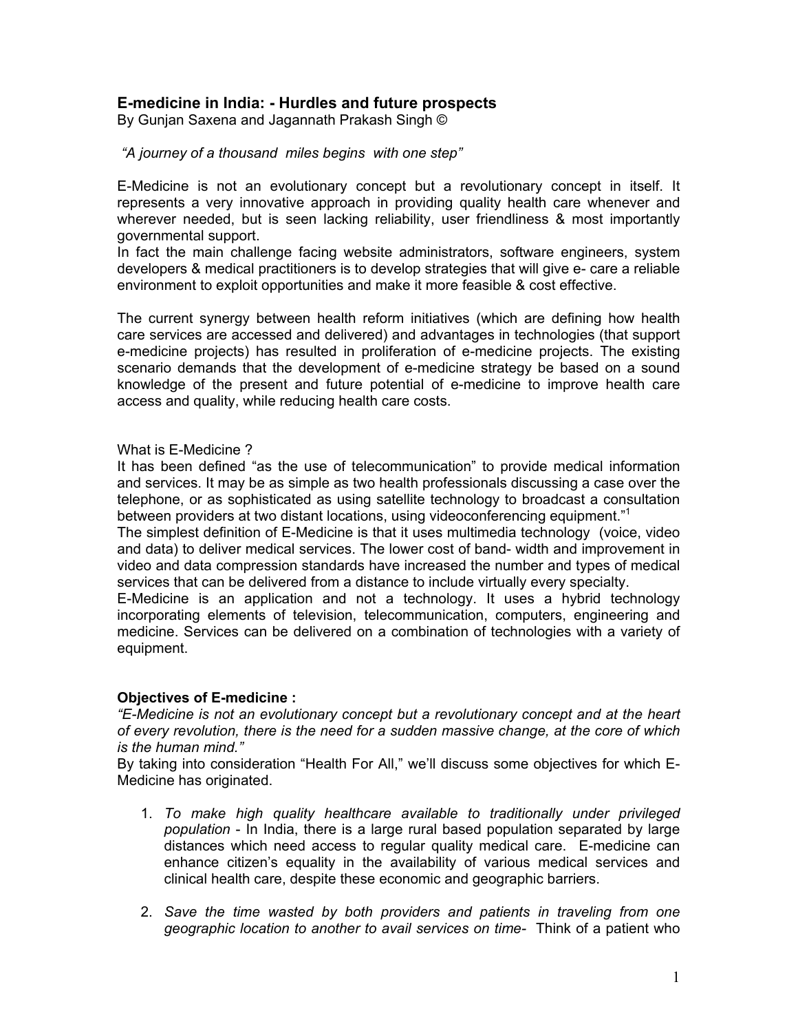## E-medicine in India: - Hurdles and future prospects

By Gunjan Saxena and Jagannath Prakash Singh ©

*"A journey of a thousand miles begins with one step"*

E-Medicine is not an evolutionary concept but a revolutionary concept in itself. It represents a very innovative approach in providing quality health care whenever and wherever needed, but is seen lacking reliability, user friendliness & most importantly governmental support.
In fact the main challenge facing website administrators, software engineers, system developers & medical practitioners is to develop strategies that will give e- care a reliable environment to exploit opportunities and make it more feasible & cost effective.

The current synergy between health reform initiatives (which are defining how health care services are accessed and delivered) and advantages in technologies (that support e-medicine projects) has resulted in proliferation of e-medicine projects. The existing scenario demands that the development of e-medicine strategy be based on a sound knowledge of the present and future potential of e-medicine to improve health care access and quality, while reducing health care costs.

What is E-Medicine ?
It has been defined "as the use of telecommunication" to provide medical information and services. It may be as simple as two health professionals discussing a case over the telephone, or as sophisticated as using satellite technology to broadcast a consultation between providers at two distant locations, using videoconferencing equipment."[1]
The simplest definition of E-Medicine is that it uses multimedia technology (voice, video and data) to deliver medical services. The lower cost of band- width and improvement in video and data compression standards have increased the number and types of medical services that can be delivered from a distance to include virtually every specialty.
E-Medicine is an application and not a technology. It uses a hybrid technology incorporating elements of television, telecommunication, computers, engineering and medicine. Services can be delivered on a combination of technologies with a variety of equipment.

**Objectives of E-medicine :**

*"E-Medicine is not an evolutionary concept but a revolutionary concept and at the heart of every revolution, there is the need for a sudden massive change, at the core of which is the human mind."*

By taking into consideration "Health For All," we'll discuss some objectives for which E-Medicine has originated.

1. *To make high quality healthcare available to traditionally under privileged population* - In India, there is a large rural based population separated by large distances which need access to regular quality medical care. E-medicine can enhance citizen's equality in the availability of various medical services and clinical health care, despite these economic and geographic barriers.

2. *Save the time wasted by both providers and patients in traveling from one geographic location to another to avail services on time*- Think of a patient who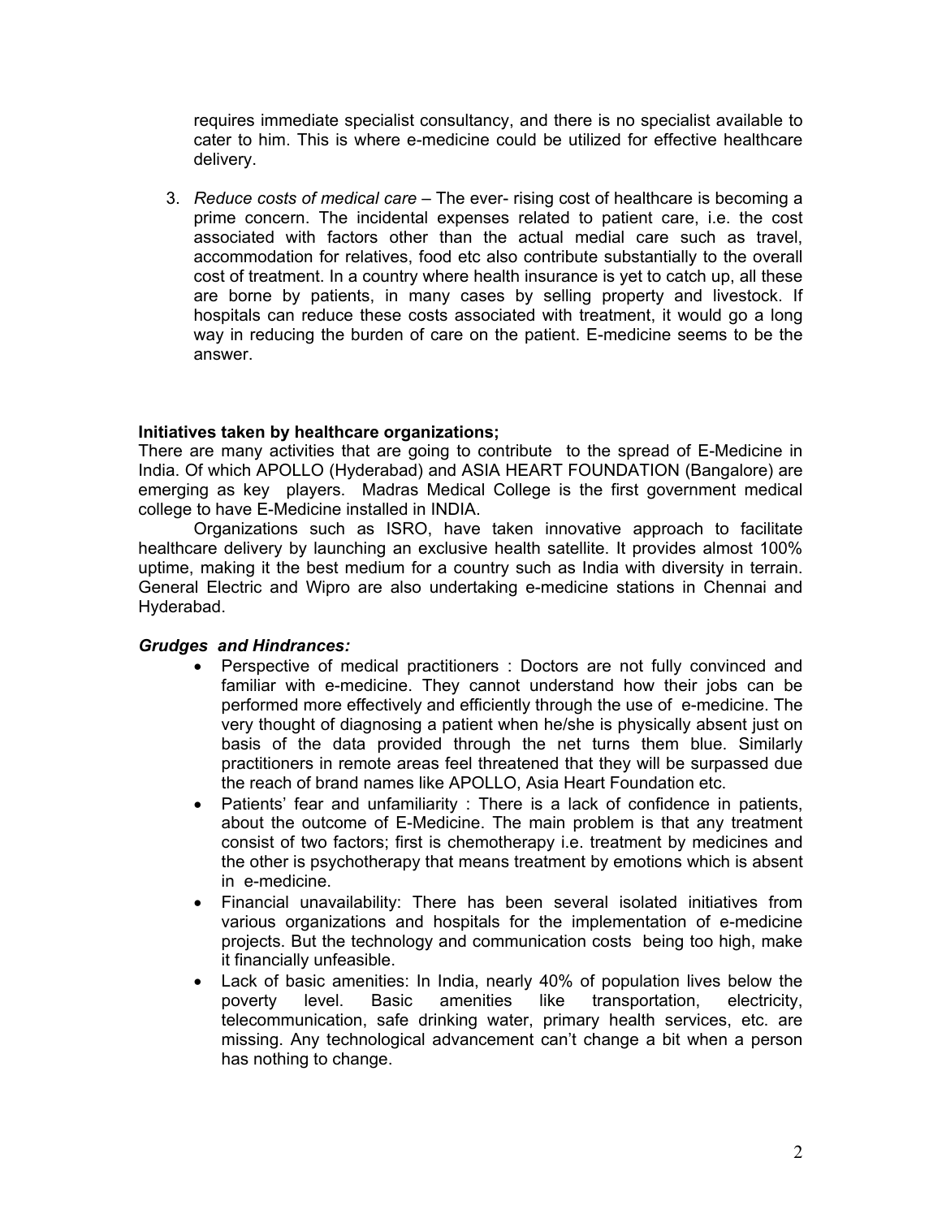requires immediate specialist consultancy, and there is no specialist available to cater to him. This is where e-medicine could be utilized for effective healthcare delivery.

3. *Reduce costs of medical care* – The ever- rising cost of healthcare is becoming a prime concern. The incidental expenses related to patient care, i.e. the cost associated with factors other than the actual medial care such as travel, accommodation for relatives, food etc also contribute substantially to the overall cost of treatment. In a country where health insurance is yet to catch up, all these are borne by patients, in many cases by selling property and livestock. If hospitals can reduce these costs associated with treatment, it would go a long way in reducing the burden of care on the patient. E-medicine seems to be the answer.

**Initiatives taken by healthcare organizations;**

There are many activities that are going to contribute to the spread of E-Medicine in India. Of which APOLLO (Hyderabad) and ASIA HEART FOUNDATION (Bangalore) are emerging as key players. Madras Medical College is the first government medical college to have E-Medicine installed in INDIA.

Organizations such as ISRO, have taken innovative approach to facilitate healthcare delivery by launching an exclusive health satellite. It provides almost 100% uptime, making it the best medium for a country such as India with diversity in terrain. General Electric and Wipro are also undertaking e-medicine stations in Chennai and Hyderabad.

***Grudges and Hindrances:***

- Perspective of medical practitioners : Doctors are not fully convinced and familiar with e-medicine. They cannot understand how their jobs can be performed more effectively and efficiently through the use of e-medicine. The very thought of diagnosing a patient when he/she is physically absent just on basis of the data provided through the net turns them blue. Similarly practitioners in remote areas feel threatened that they will be surpassed due the reach of brand names like APOLLO, Asia Heart Foundation etc.
- Patients' fear and unfamiliarity : There is a lack of confidence in patients, about the outcome of E-Medicine. The main problem is that any treatment consist of two factors; first is chemotherapy i.e. treatment by medicines and the other is psychotherapy that means treatment by emotions which is absent in e-medicine.
- Financial unavailability: There has been several isolated initiatives from various organizations and hospitals for the implementation of e-medicine projects. But the technology and communication costs being too high, make it financially unfeasible.
- Lack of basic amenities: In India, nearly 40% of population lives below the poverty level. Basic amenities like transportation, electricity, telecommunication, safe drinking water, primary health services, etc. are missing. Any technological advancement can't change a bit when a person has nothing to change.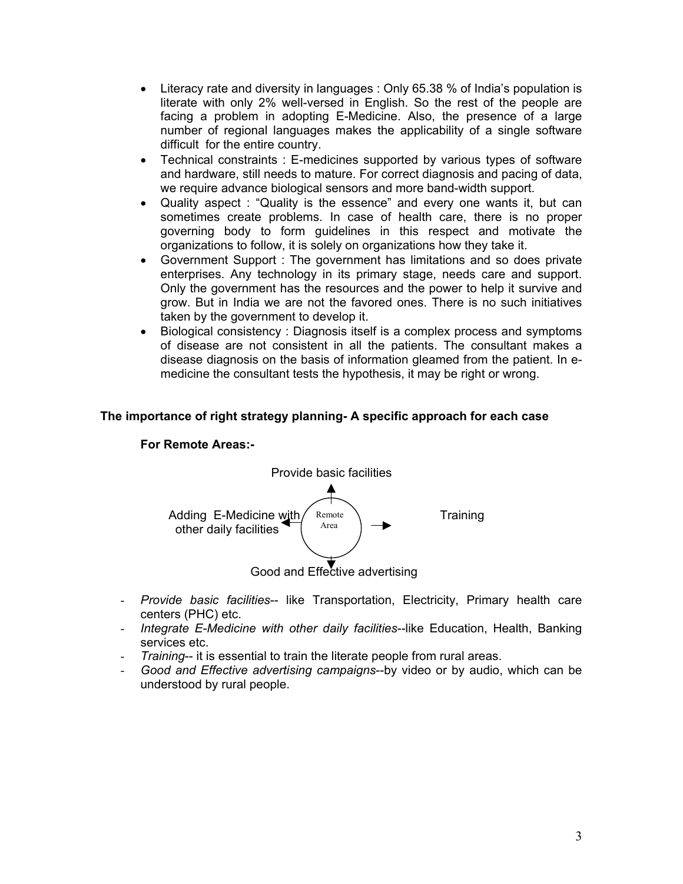- Literacy rate and diversity in languages : Only 65.38 % of India's population is literate with only 2% well-versed in English. So the rest of the people are facing a problem in adopting E-Medicine. Also, the presence of a large number of regional languages makes the applicability of a single software difficult for the entire country.
- Technical constraints : E-medicines supported by various types of software and hardware, still needs to mature. For correct diagnosis and pacing of data, we require advance biological sensors and more band-width support.
- Quality aspect : "Quality is the essence" and every one wants it, but can sometimes create problems. In case of health care, there is no proper governing body to form guidelines in this respect and motivate the organizations to follow, it is solely on organizations how they take it.
- Government Support : The government has limitations and so does private enterprises. Any technology in its primary stage, needs care and support. Only the government has the resources and the power to help it survive and grow. But in India we are not the favored ones. There is no such initiatives taken by the government to develop it.
- Biological consistency : Diagnosis itself is a complex process and symptoms of disease are not consistent in all the patients. The consultant makes a disease diagnosis on the basis of information gleamed from the patient. In e-medicine the consultant tests the hypothesis, it may be right or wrong.

**The importance of right strategy planning- A specific approach for each case**

**For Remote Areas:-**

Provide basic facilities

Adding E-Medicine with other daily facilities ← Remote Area → Training

Good and Effective advertising

- *Provide basic facilities*-- like Transportation, Electricity, Primary health care centers (PHC) etc.
- *Integrate E-Medicine with other daily facilities*--like Education, Health, Banking services etc.
- *Training*-- it is essential to train the literate people from rural areas.
- *Good and Effective advertising campaigns*--by video or by audio, which can be understood by rural people.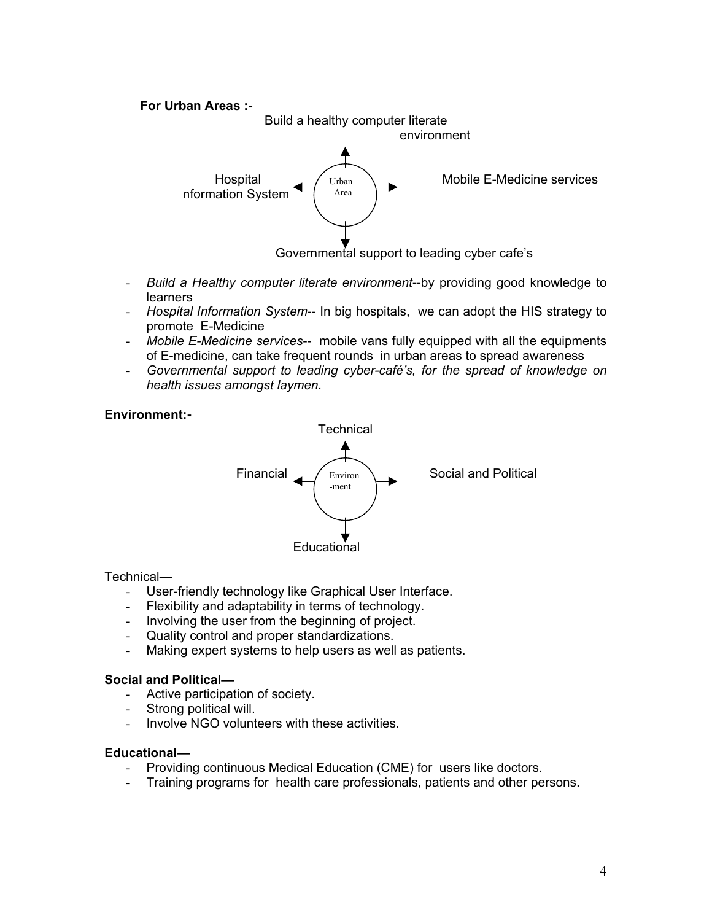**For Urban Areas :-**

Build a healthy computer literate environment

Hospital nformation System

Urban Area

Mobile E-Medicine services

Governmental support to leading cyber cafe's

- *Build a Healthy computer literate environment*--by providing good knowledge to learners
- *Hospital Information System*-- In big hospitals, we can adopt the HIS strategy to promote E-Medicine
- *Mobile E-Medicine services*-- mobile vans fully equipped with all the equipments of E-medicine, can take frequent rounds in urban areas to spread awareness
- *Governmental support to leading cyber-café's, for the spread of knowledge on health issues amongst laymen.*

**Environment:-**

Technical

Financial

Environ-ment

Social and Political

Educational

Technical—

- User-friendly technology like Graphical User Interface.
- Flexibility and adaptability in terms of technology.
- Involving the user from the beginning of project.
- Quality control and proper standardizations.
- Making expert systems to help users as well as patients.

**Social and Political—**

- Active participation of society.
- Strong political will.
- Involve NGO volunteers with these activities.

**Educational—**

- Providing continuous Medical Education (CME) for users like doctors.
- Training programs for health care professionals, patients and other persons.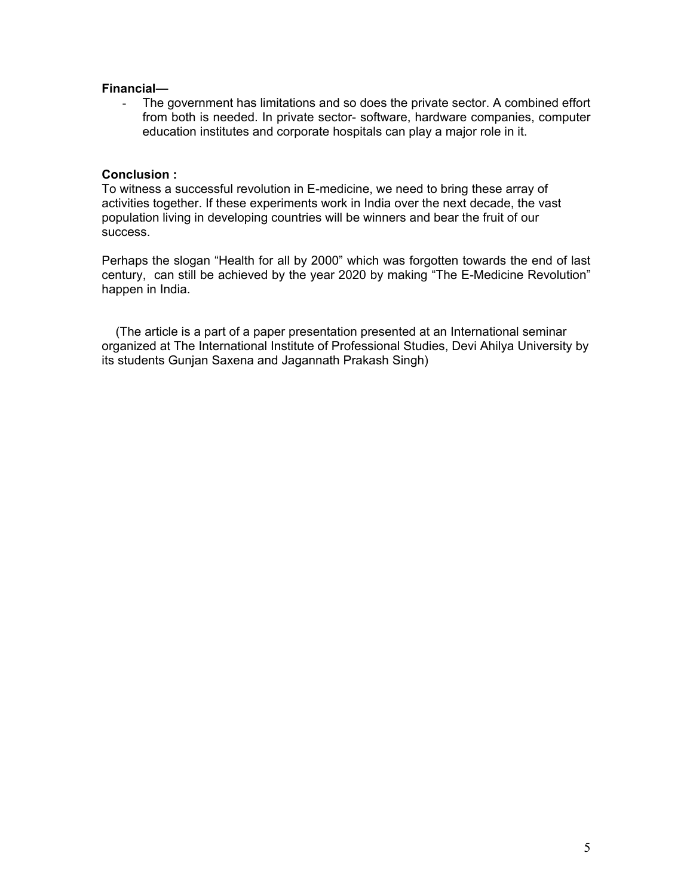**Financial—**

- The government has limitations and so does the private sector. A combined effort from both is needed. In private sector- software, hardware companies, computer education institutes and corporate hospitals can play a major role in it.

**Conclusion :**

To witness a successful revolution in E-medicine, we need to bring these array of activities together. If these experiments work in India over the next decade, the vast population living in developing countries will be winners and bear the fruit of our success.

Perhaps the slogan "Health for all by 2000" which was forgotten towards the end of last century, can still be achieved by the year 2020 by making "The E-Medicine Revolution" happen in India.

(The article is a part of a paper presentation presented at an International seminar organized at The International Institute of Professional Studies, Devi Ahilya University by its students Gunjan Saxena and Jagannath Prakash Singh)